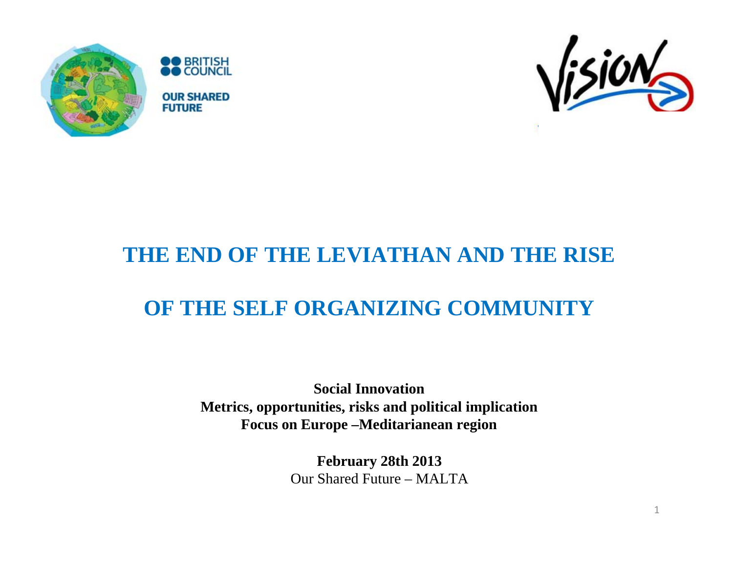BRITISH COUNCIL

OUR SHARED FUTURE

Vision

# THE END OF THE LEVIATHAN AND THE RISE OF THE SELF ORGANIZING COMMUNITY

**Social Innovation**
**Metrics, opportunities, risks and political implication**
**Focus on Europe –Meditarianean region**

**February 28th 2013**
Our Shared Future – MALTA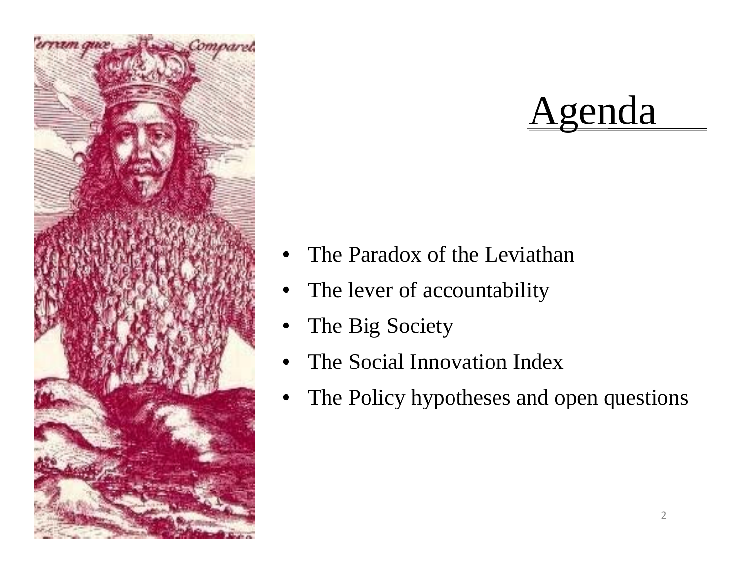# Agenda

- The Paradox of the Leviathan
- The lever of accountability
- The Big Society
- The Social Innovation Index
- The Policy hypotheses and open questions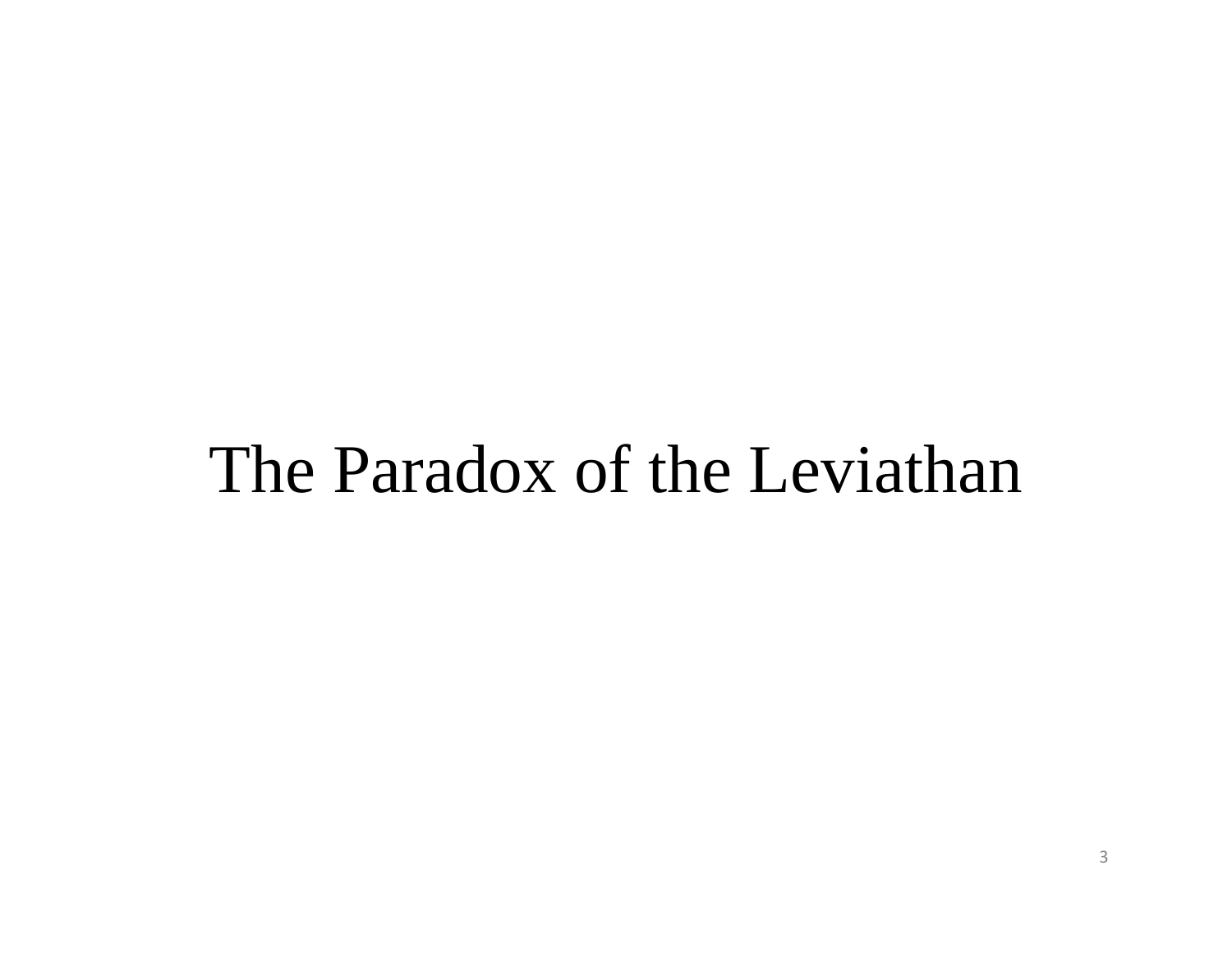# The Paradox of the Leviathan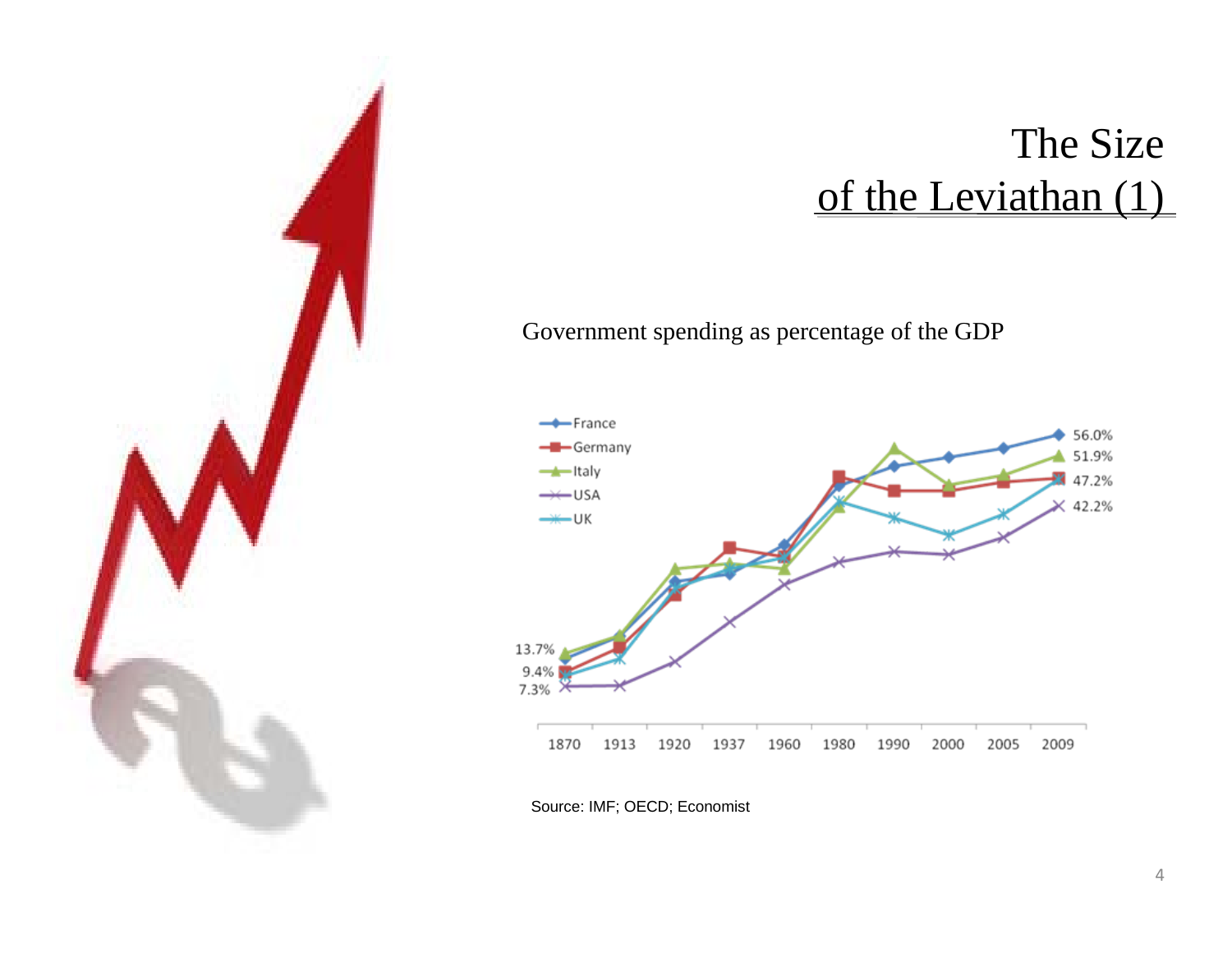# The Size of the Leviathan (1)

Government spending as percentage of the GDP

| | 1870 | 2009 |
|---|---|---|
| France | | 56.0% |
| Germany | 9.4% | 47.2% |
| Italy | 13.7% | 51.9% |
| USA | 7.3% | 42.2% |
| UK | | |

Source: IMF; OECD; Economist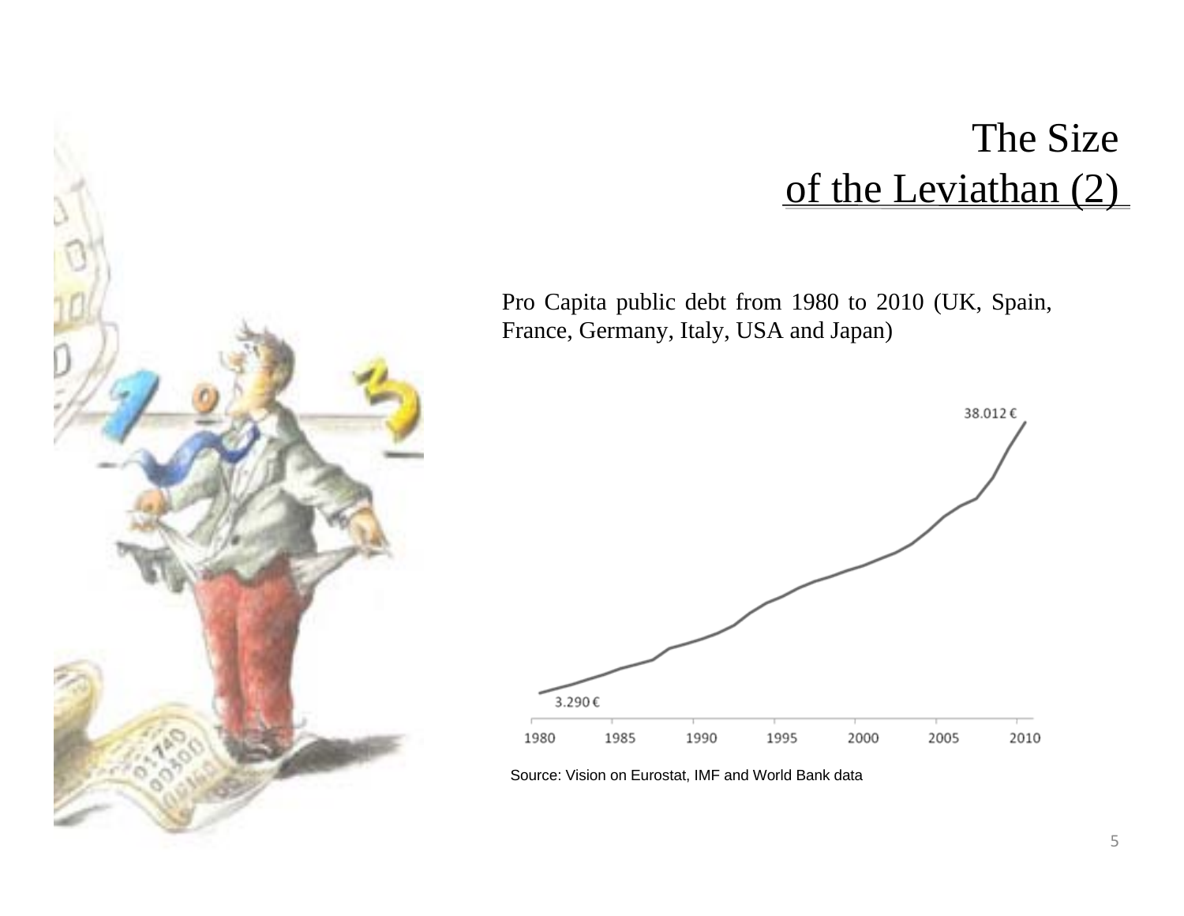# The Size of the Leviathan (2)

Pro Capita public debt from 1980 to 2010 (UK, Spain, France, Germany, Italy, USA and Japan)

38.012 €

3.290 €

1980 1985 1990 1995 2000 2005 2010

Source: Vision on Eurostat, IMF and World Bank data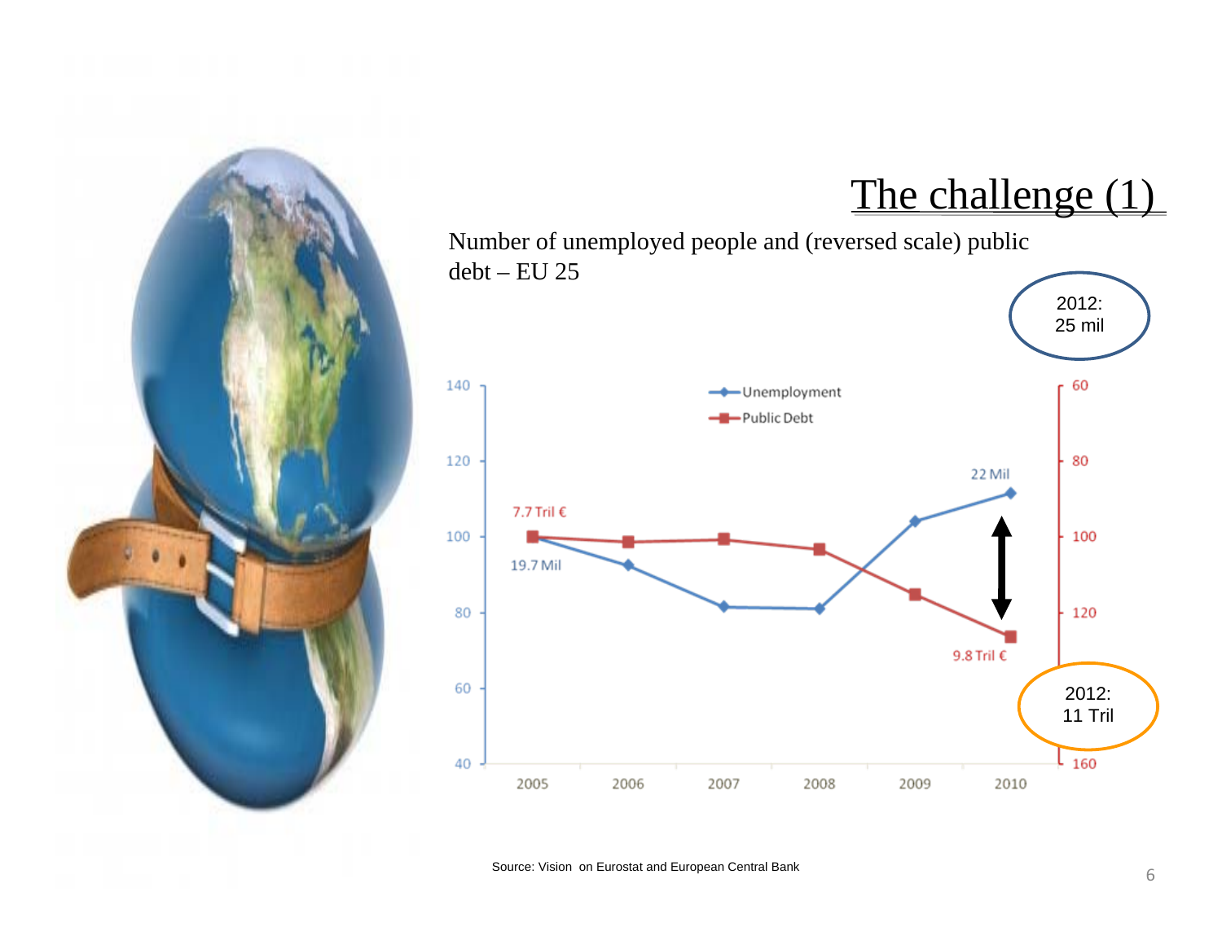# The challenge (1)

Number of unemployed people and (reversed scale) public debt – EU 25

2012: 25 mil

Unemployment

Public Debt

7.7 Tril €

19.7 Mil

22 Mil

9.8 Tril €

2012: 11 Tril

Source: Vision on Eurostat and European Central Bank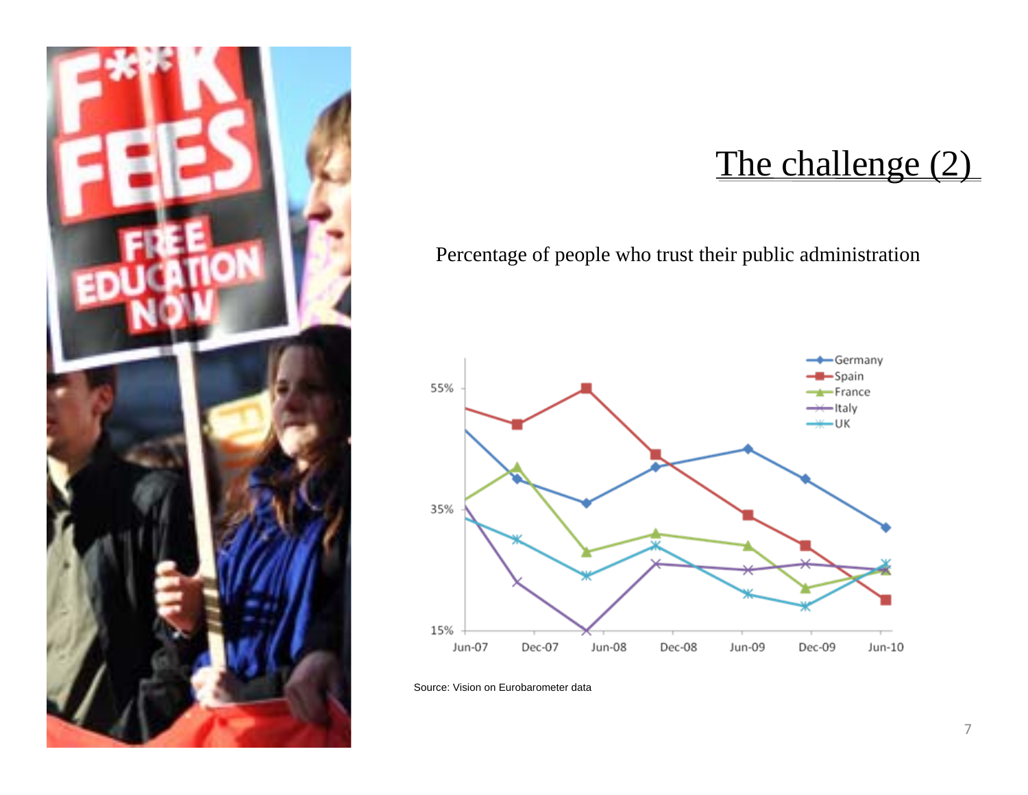# The challenge (2)

Percentage of people who trust their public administration

Source: Vision on Eurobarometer data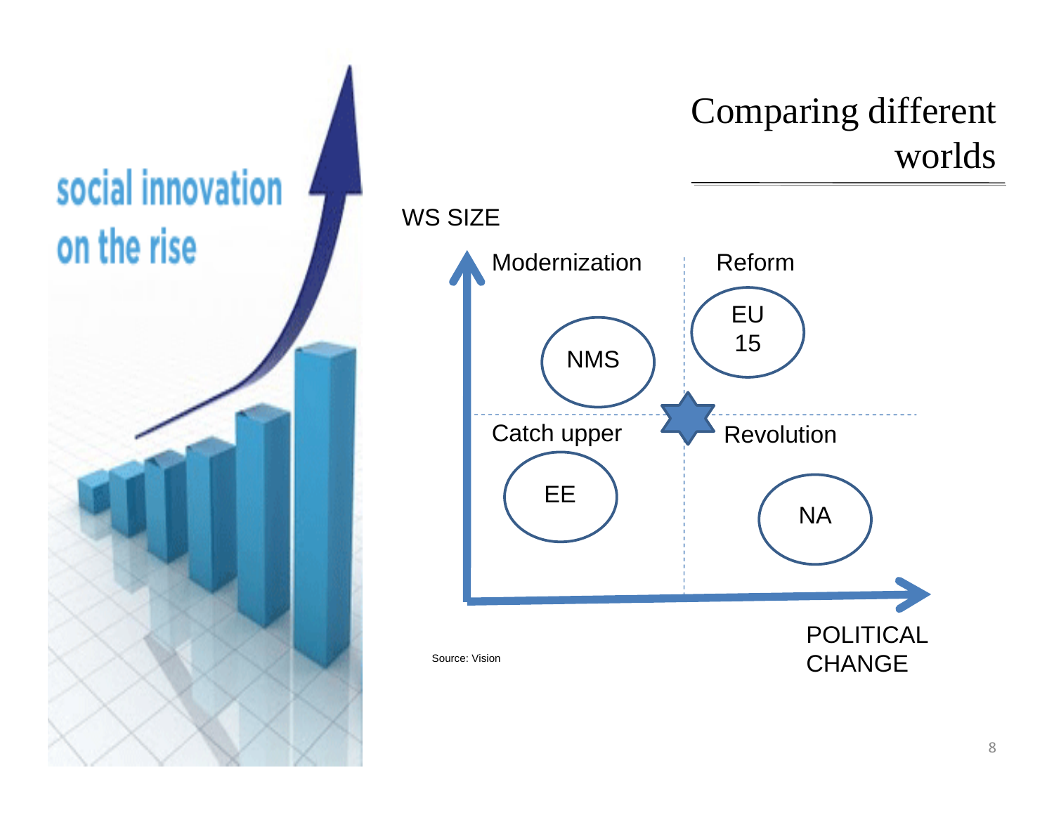# Comparing different worlds

social innovation on the rise

WS SIZE

Modernization

Reform

NMS

EU 15

Catch upper

Revolution

EE

NA

POLITICAL CHANGE

Source: Vision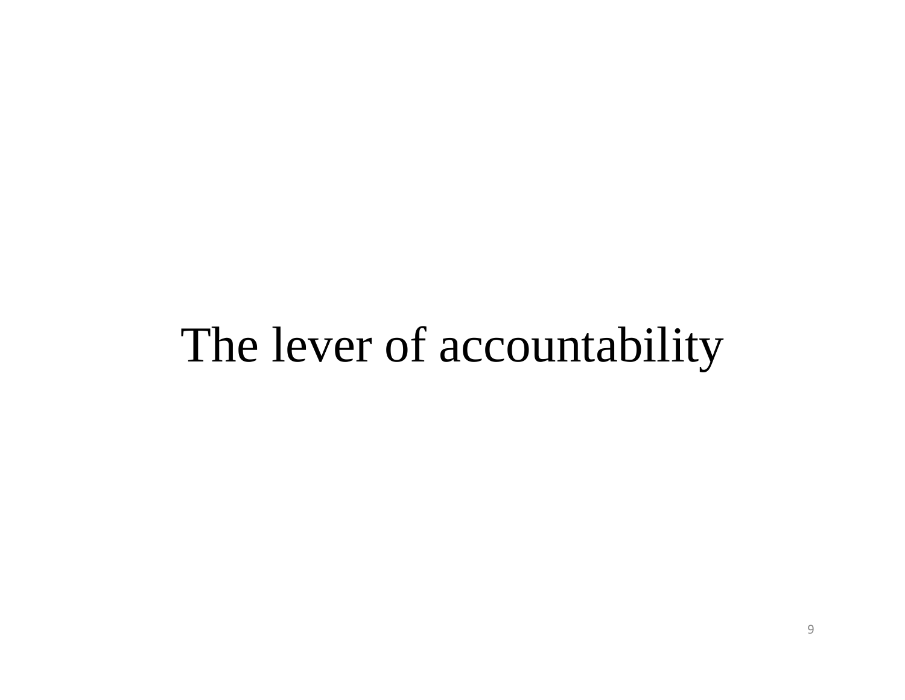# The lever of accountability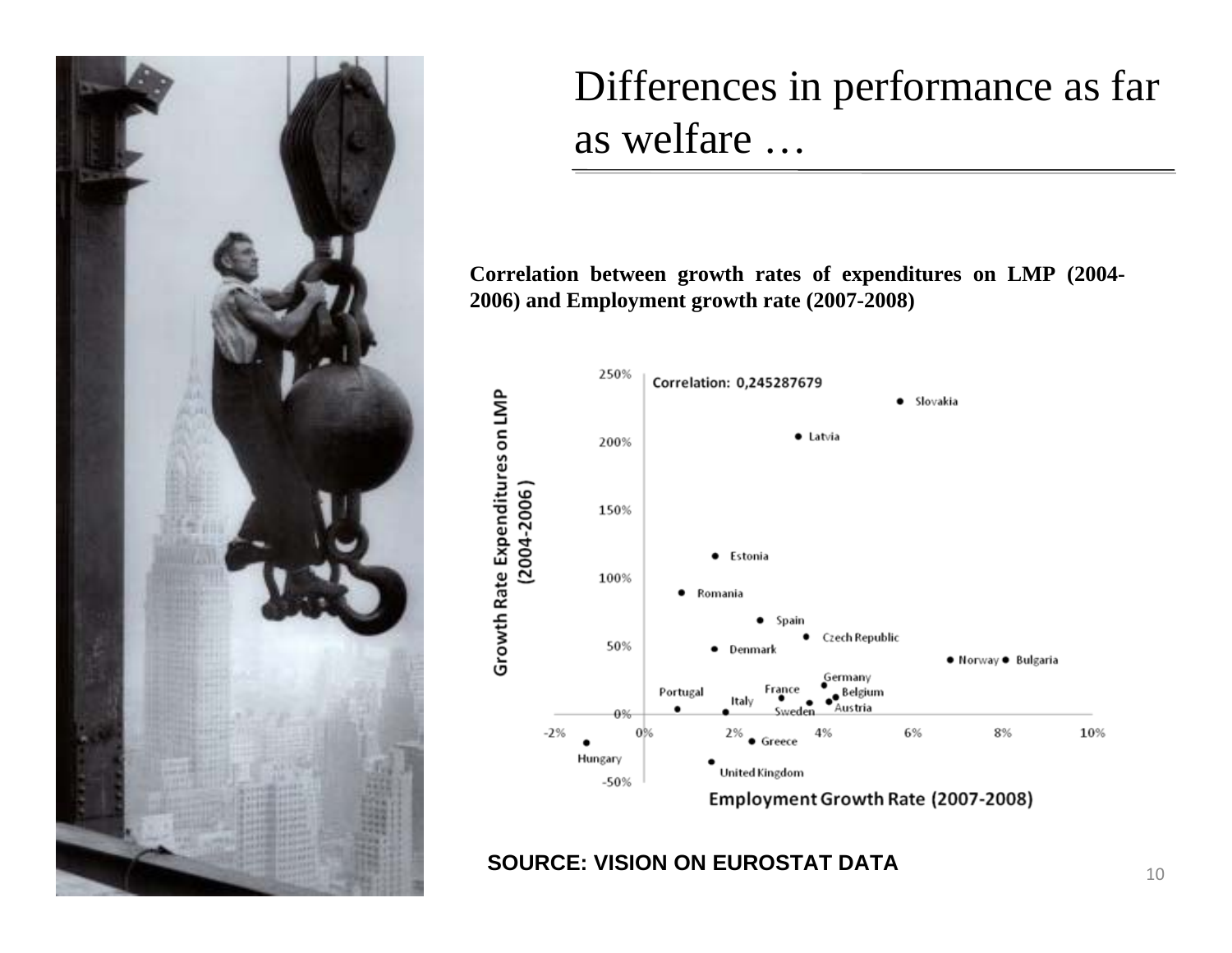# Differences in performance as far as welfare …

**Correlation between growth rates of expenditures on LMP (2004-2006) and Employment growth rate (2007-2008)**

**SOURCE: VISION ON EUROSTAT DATA**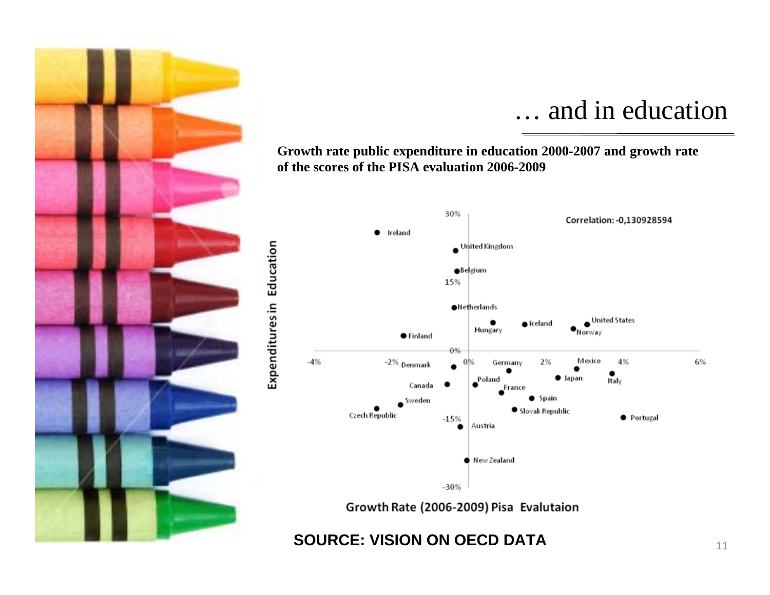# … and in education

**Growth rate public expenditure in education 2000-2007 and growth rate of the scores of the PISA evaluation 2006-2009**

Correlation: -0,130928594

Expenditures in Education

Growth Rate (2006-2009) Pisa Evalutaion

**SOURCE: VISION ON OECD DATA**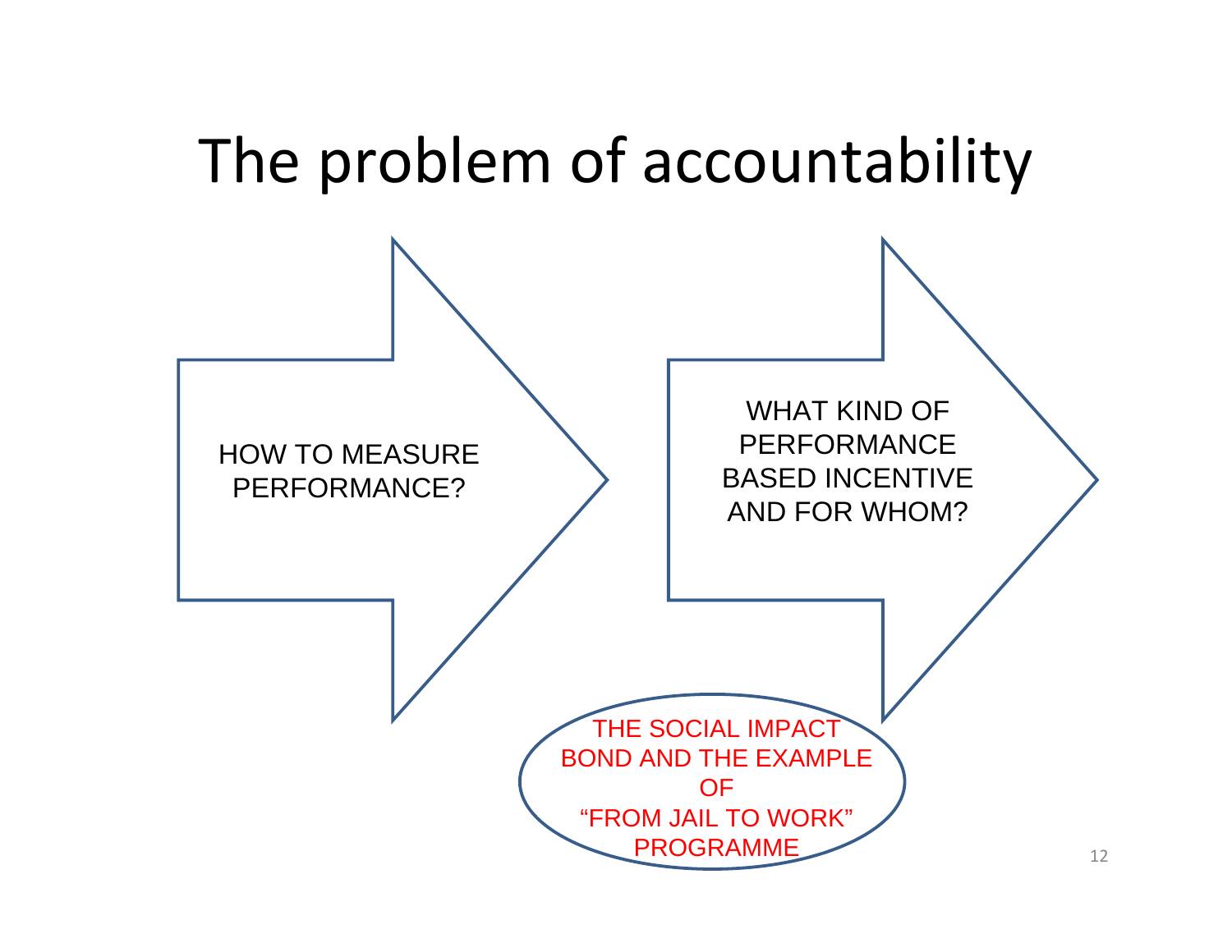# The problem of accountability

HOW TO MEASURE PERFORMANCE?

WHAT KIND OF PERFORMANCE BASED INCENTIVE AND FOR WHOM?

THE SOCIAL IMPACT BOND AND THE EXAMPLE OF "FROM JAIL TO WORK" PROGRAMME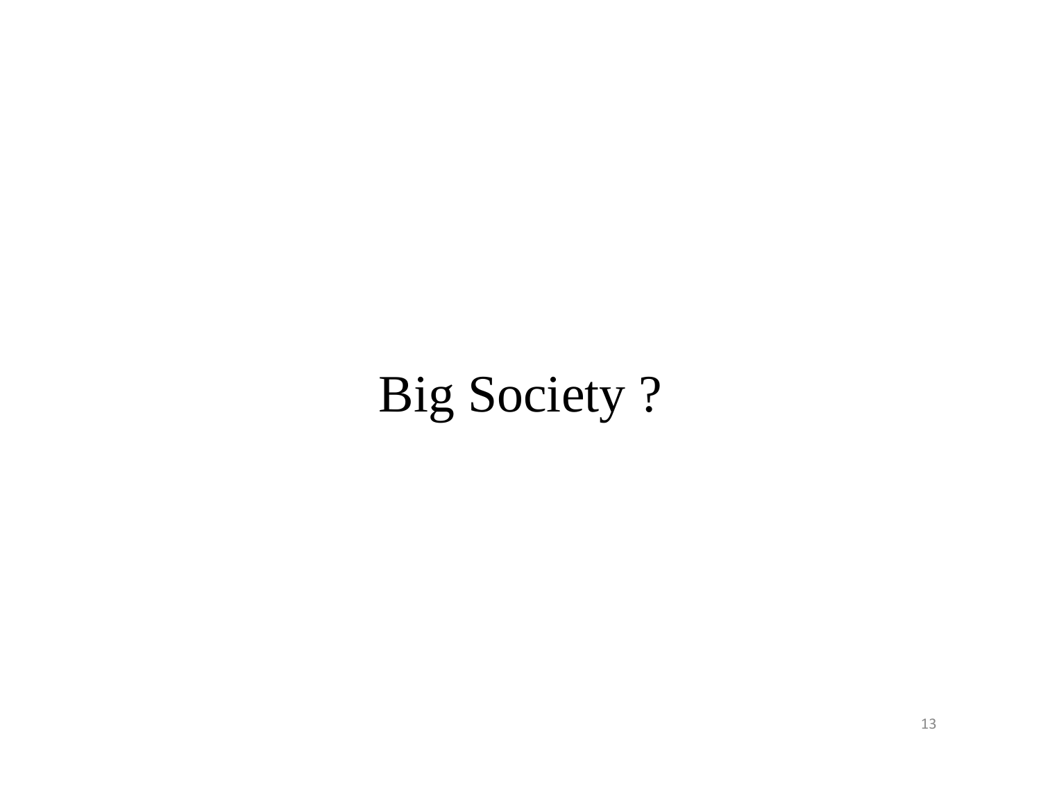# Big Society ?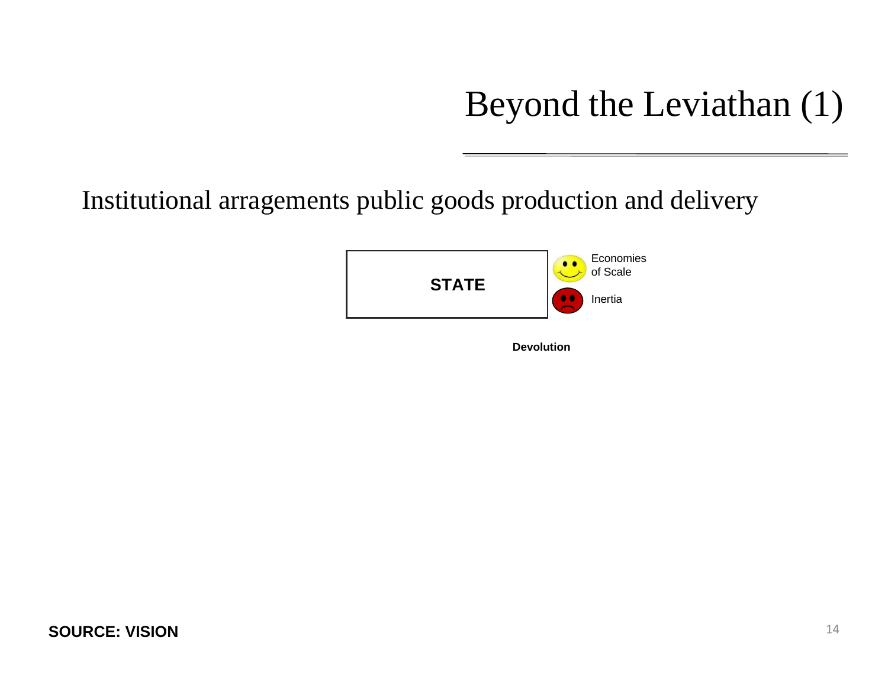# Beyond the Leviathan (1)

Institutional arragements public goods production and delivery

**STATE**

Economies of Scale

Inertia

**Devolution**

**SOURCE: VISION**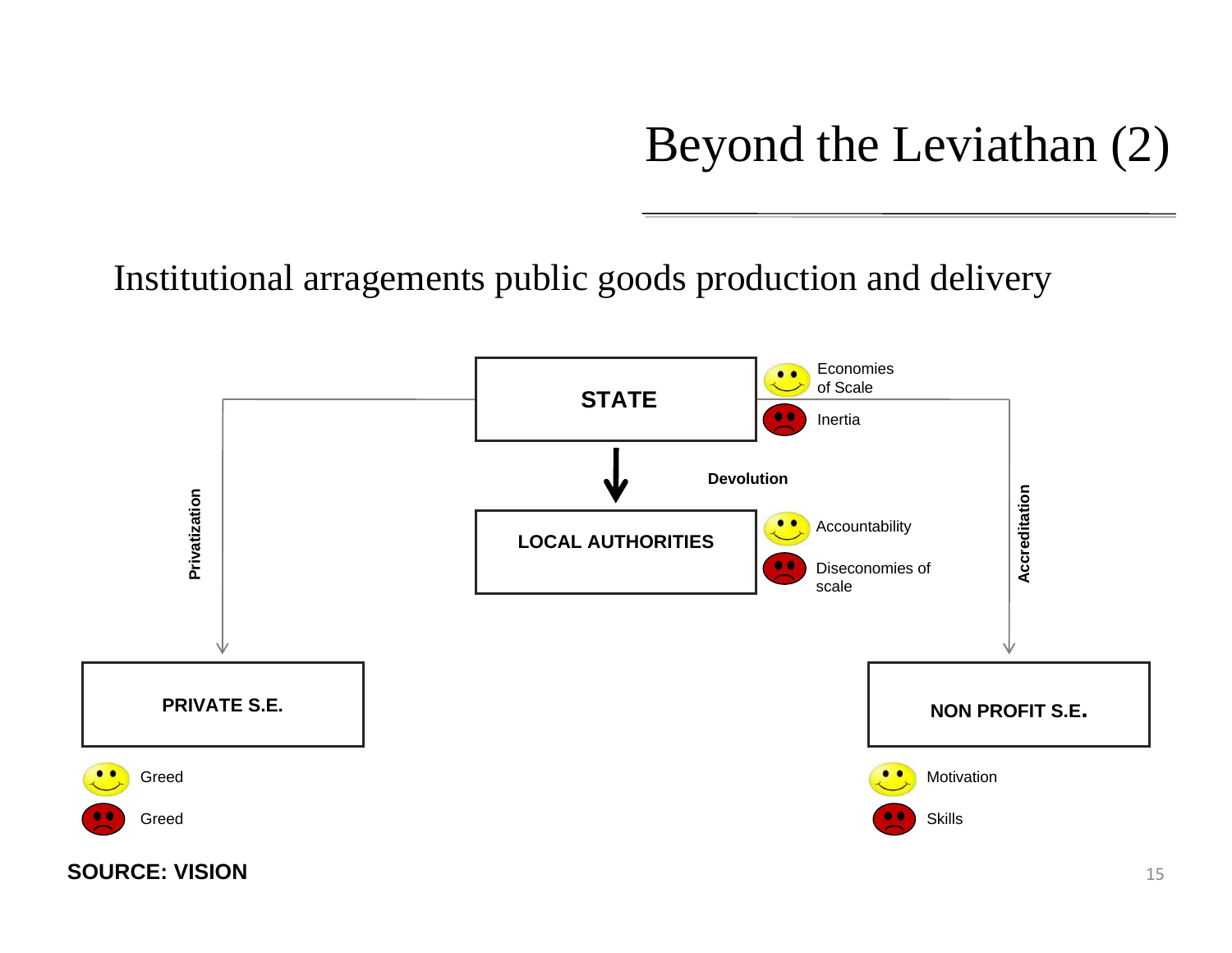# Beyond the Leviathan (2)

Institutional arragements public goods production and delivery

**STATE**
- 🙂 Economies of Scale
- ☹ Inertia

**Devolution** ↓

**LOCAL AUTHORITIES**
- 🙂 Accountability
- ☹ Diseconomies of scale

**Privatization** ↓

**PRIVATE S.E.**
- 🙂 Greed
- ☹ Greed

**Accreditation** ↓

**NON PROFIT S.E.**
- 🙂 Motivation
- ☹ Skills

**SOURCE: VISION**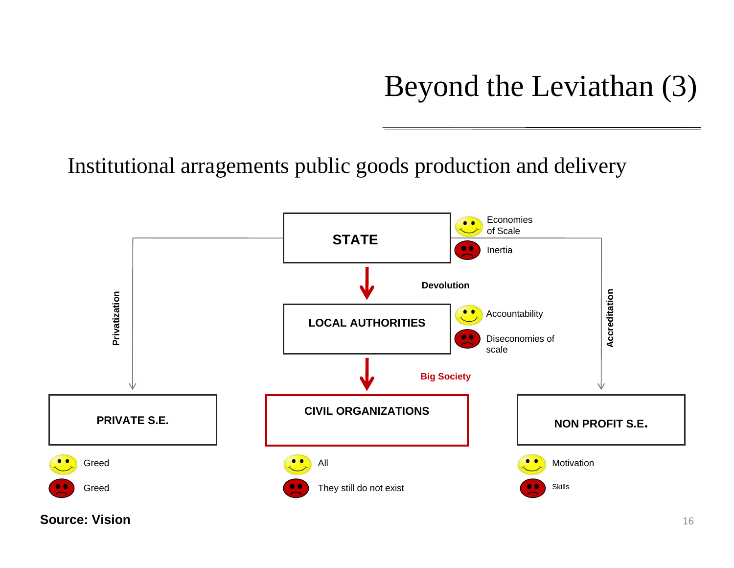# Beyond the Leviathan (3)

Institutional arragements public goods production and delivery

**STATE**
- 😊 Economies of Scale
- ☹ Inertia

↓ **Devolution**

**LOCAL AUTHORITIES**
- 😊 Accountability
- ☹ Diseconomies of scale

↓ **Big Society**

**CIVIL ORGANIZATIONS**
- 😊 All
- ☹ They still do not exist

**Privatization** → **PRIVATE S.E.**
- 😊 Greed
- ☹ Greed

**Accreditation** → **NON PROFIT S.E.**
- 😊 Motivation
- ☹ Skills

**Source: Vision**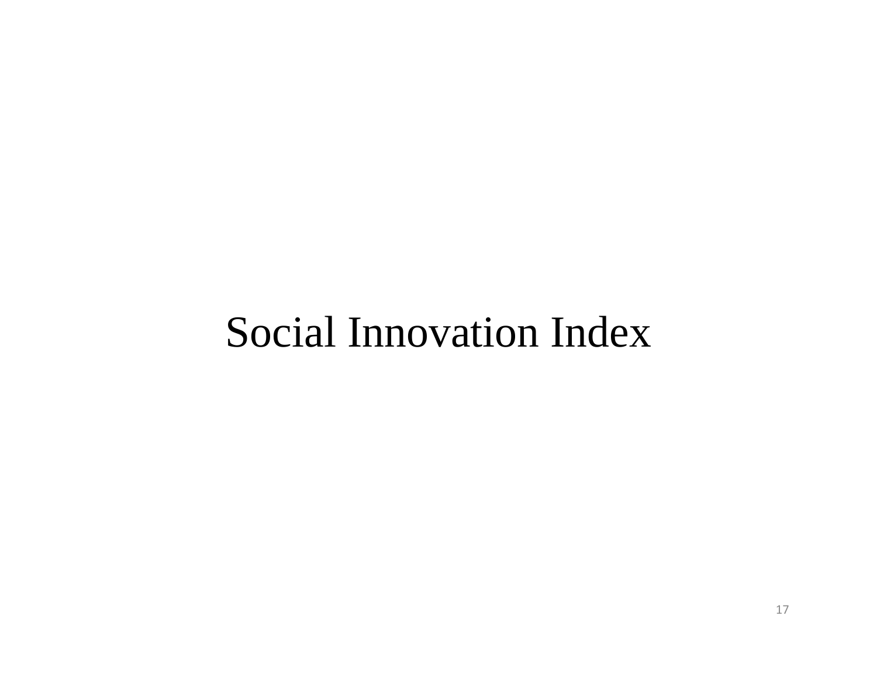# Social Innovation Index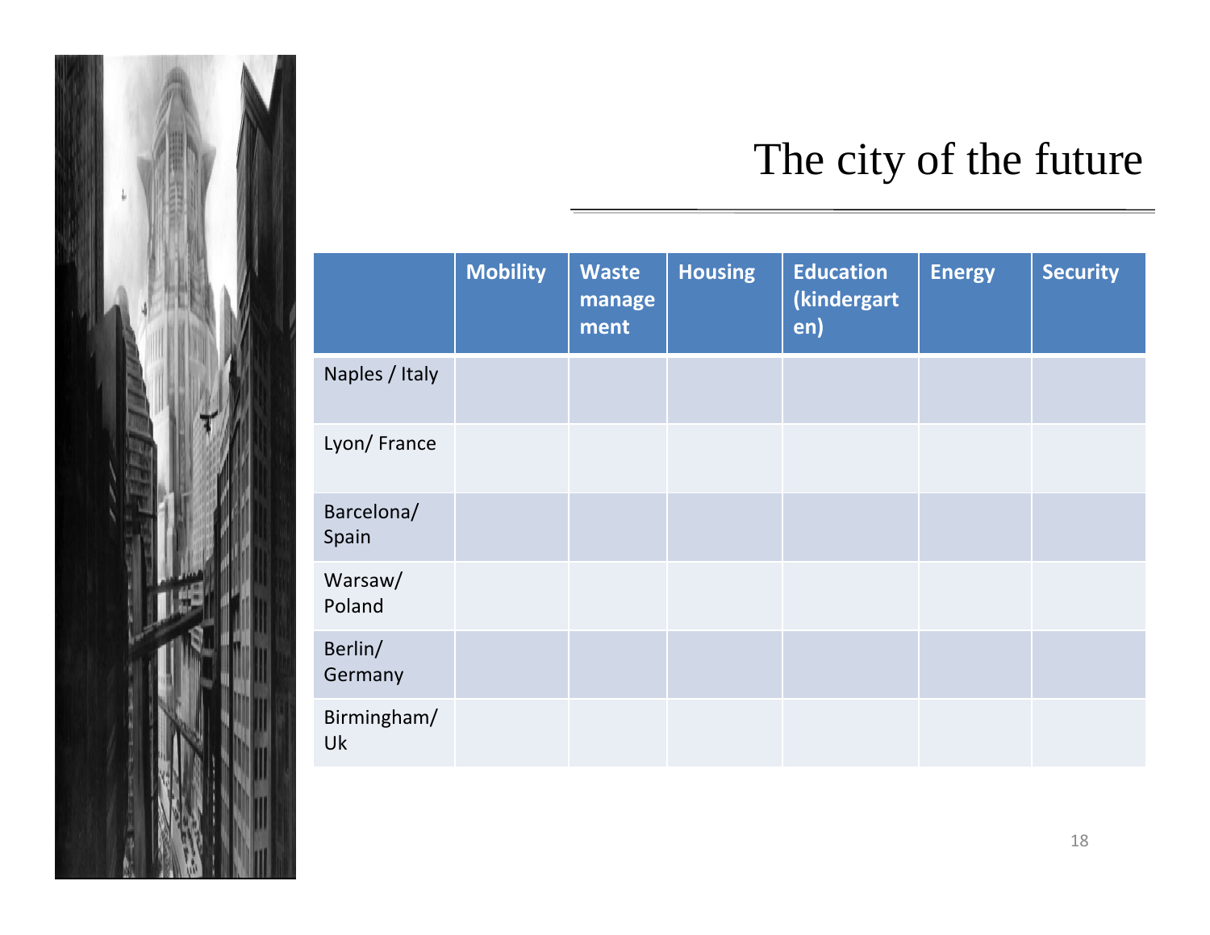# The city of the future

| | Mobility | Waste management | Housing | Education (kindergarten) | Energy | Security |
|---|---|---|---|---|---|---|
| Naples / Italy | | | | | | |
| Lyon/ France | | | | | | |
| Barcelona/ Spain | | | | | | |
| Warsaw/ Poland | | | | | | |
| Berlin/ Germany | | | | | | |
| Birmingham/ Uk | | | | | | |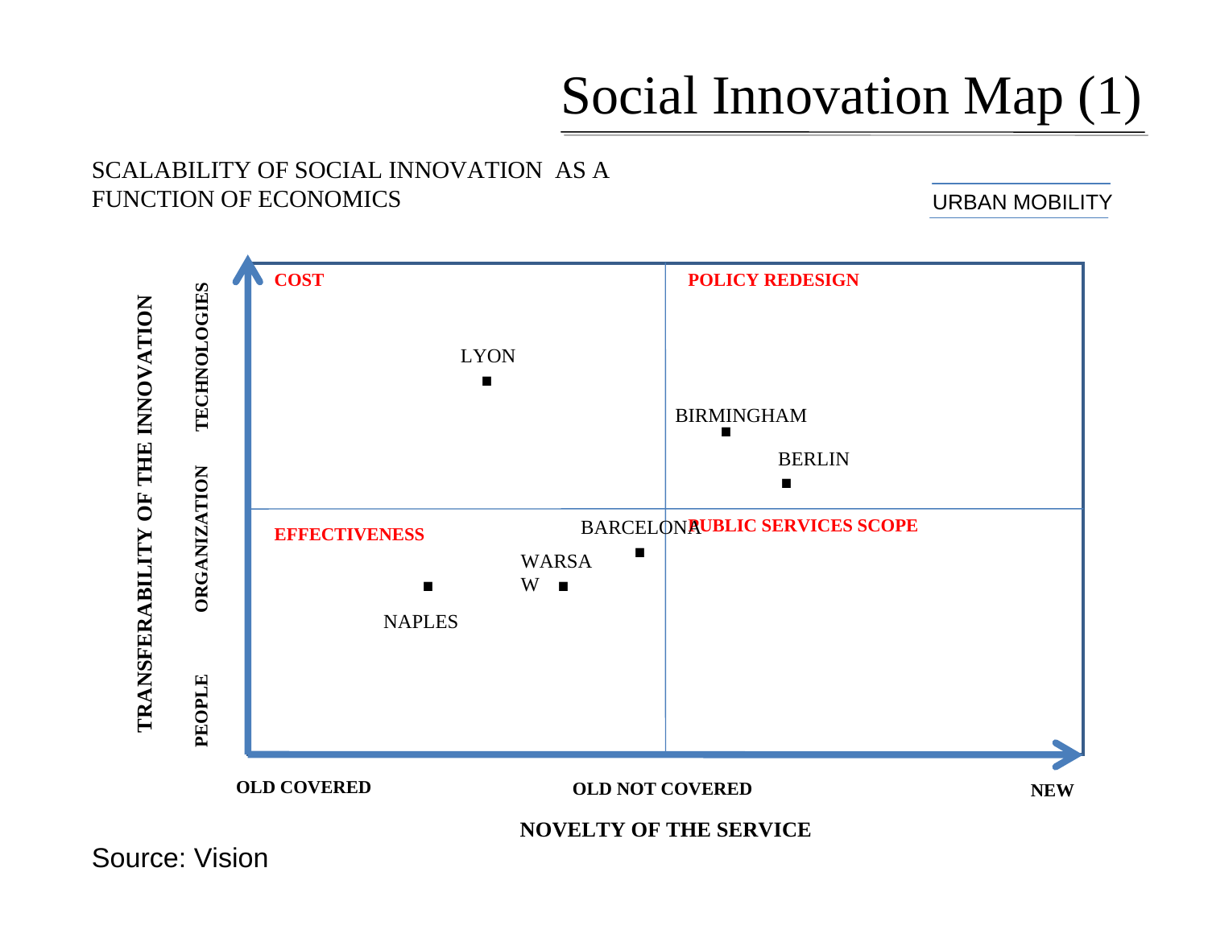# Social Innovation Map (1)

SCALABILITY OF SOCIAL INNOVATION AS A FUNCTION OF ECONOMICS

URBAN MOBILITY

TRANSFERABILITY OF THE INNOVATION

PEOPLE ORGANIZATION TECHNOLOGIES

COST

POLICY REDESIGN

LYON

BIRMINGHAM

BERLIN

EFFECTIVENESS

BARCELONA

PUBLIC SERVICES SCOPE

WARSAW

NAPLES

OLD COVERED OLD NOT COVERED NEW

NOVELTY OF THE SERVICE

Source: Vision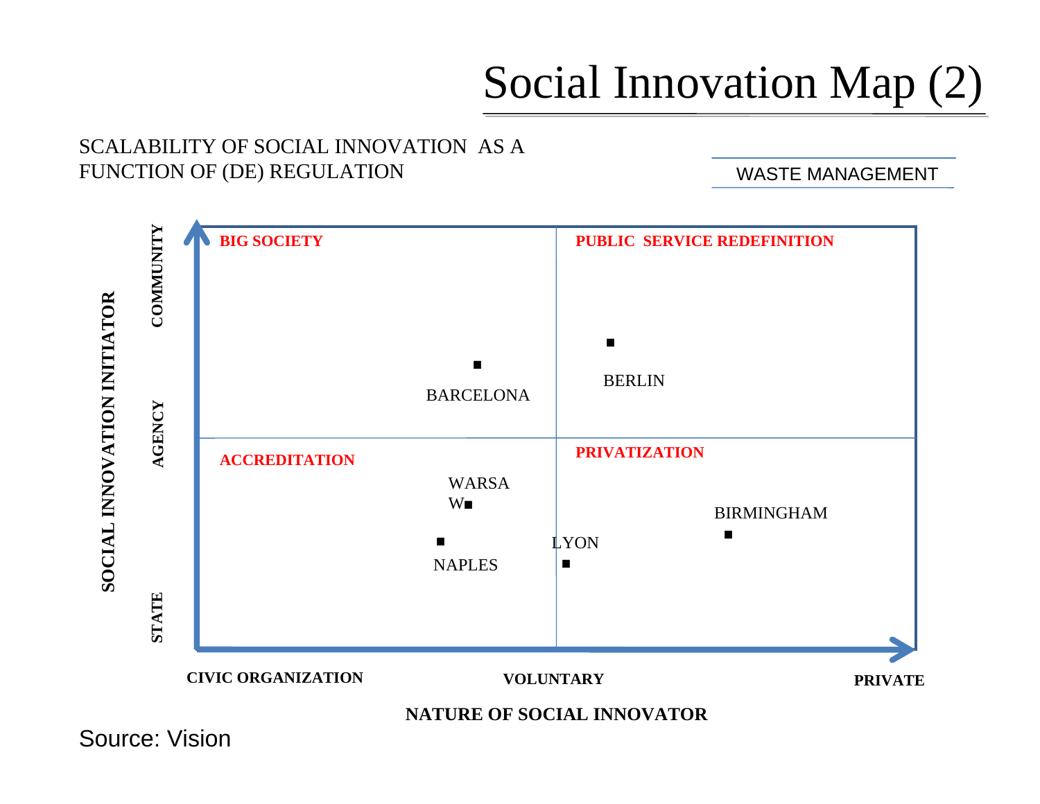# Social Innovation Map (2)

SCALABILITY OF SOCIAL INNOVATION AS A FUNCTION OF (DE) REGULATION

WASTE MANAGEMENT

SOCIAL INNOVATION INITIATOR

COMMUNITY

AGENCY

STATE

BIG SOCIETY

PUBLIC SERVICE REDEFINITION

ACCREDITATION

PRIVATIZATION

BARCELONA

BERLIN

WARSAW

NAPLES

LYON

BIRMINGHAM

CIVIC ORGANIZATION

VOLUNTARY

PRIVATE

NATURE OF SOCIAL INNOVATOR

Source: Vision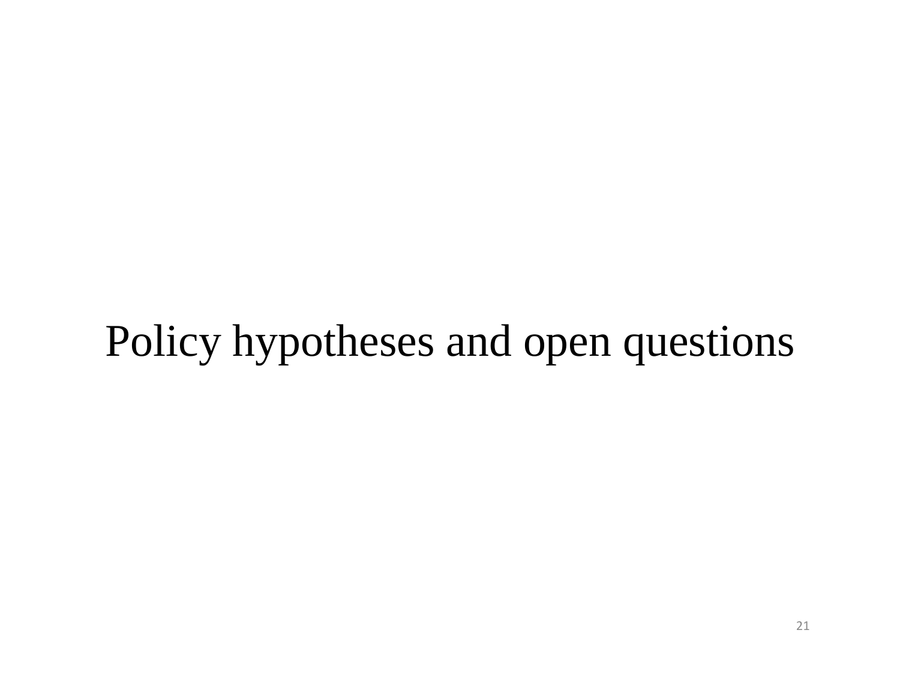# Policy hypotheses and open questions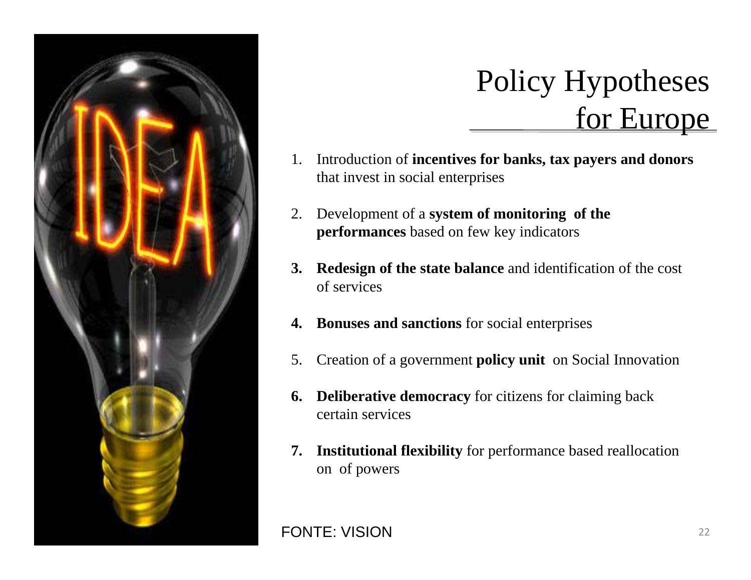# Policy Hypotheses for Europe

1. Introduction of **incentives for banks, tax payers and donors** that invest in social enterprises

2. Development of a **system of monitoring of the performances** based on few key indicators

3. **Redesign of the state balance** and identification of the cost of services

4. **Bonuses and sanctions** for social enterprises

5. Creation of a government **policy unit** on Social Innovation

6. **Deliberative democracy** for citizens for claiming back certain services

7. **Institutional flexibility** for performance based reallocation on of powers

FONTE: VISION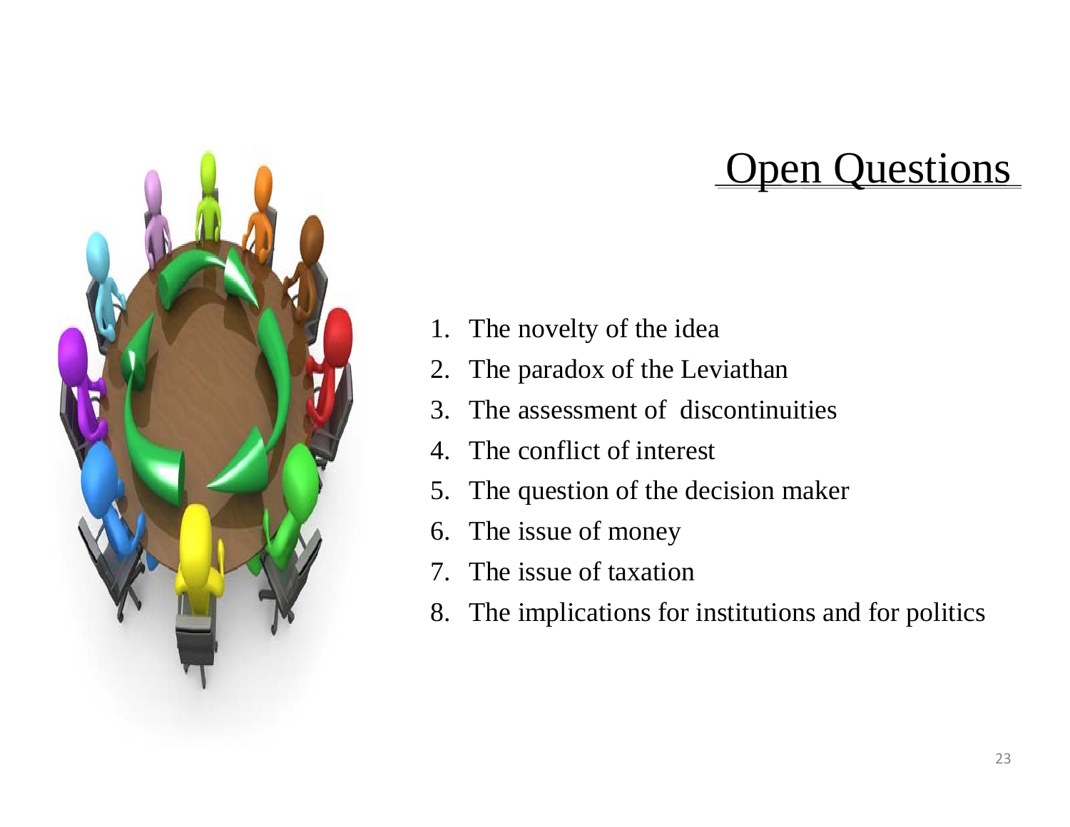# Open Questions

1. The novelty of the idea
2. The paradox of the Leviathan
3. The assessment of discontinuities
4. The conflict of interest
5. The question of the decision maker
6. The issue of money
7. The issue of taxation
8. The implications for institutions and for politics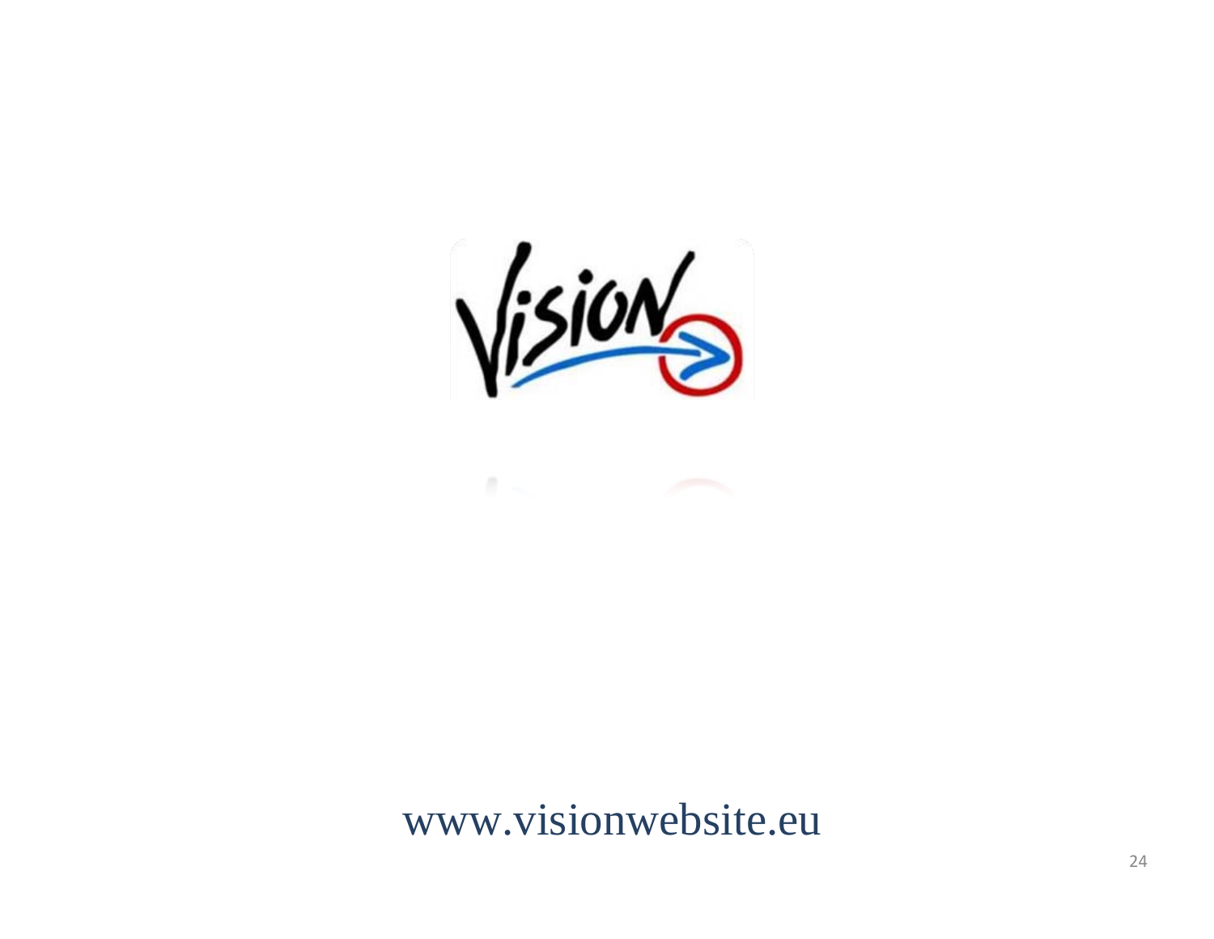www.visionwebsite.eu